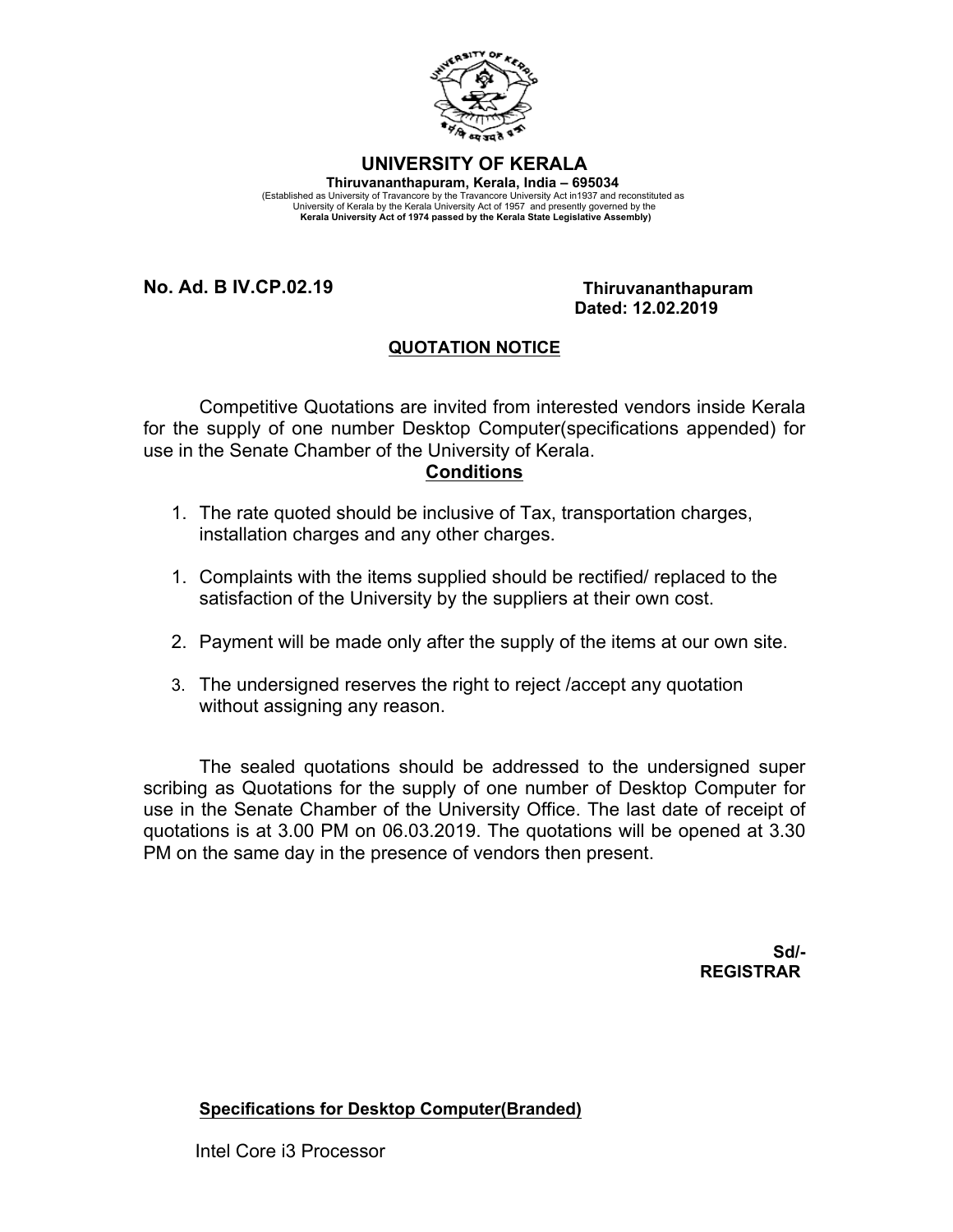# UNIVERSITY OF KERALA

**Thiruvananthapuram, Kerala, India – 695034**

(Established as University of Travancore by the Travancore University Act in1937 and reconstituted as University of Kerala by the Kerala University Act of 1957 and presently governed by the **Kerala University Act of 1974 passed by the Kerala State Legislative Assembly)**

**No. Ad. B IV.CP.02.19**

**Thiruvananthapuram**
**Dated: 12.02.2019**

## QUOTATION NOTICE

Competitive Quotations are invited from interested vendors inside Kerala for the supply of one number Desktop Computer(specifications appended) for use in the Senate Chamber of the University of Kerala.

**Conditions**

1. The rate quoted should be inclusive of Tax, transportation charges, installation charges and any other charges.

1. Complaints with the items supplied should be rectified/ replaced to the satisfaction of the University by the suppliers at their own cost.

2. Payment will be made only after the supply of the items at our own site.

3. The undersigned reserves the right to reject /accept any quotation without assigning any reason.

The sealed quotations should be addressed to the undersigned super scribing as Quotations for the supply of one number of Desktop Computer for use in the Senate Chamber of the University Office. The last date of receipt of quotations is at 3.00 PM on 06.03.2019. The quotations will be opened at 3.30 PM on the same day in the presence of vendors then present.

**Sd/-**
**REGISTRAR**

**Specifications for Desktop Computer(Branded)**

Intel Core i3 Processor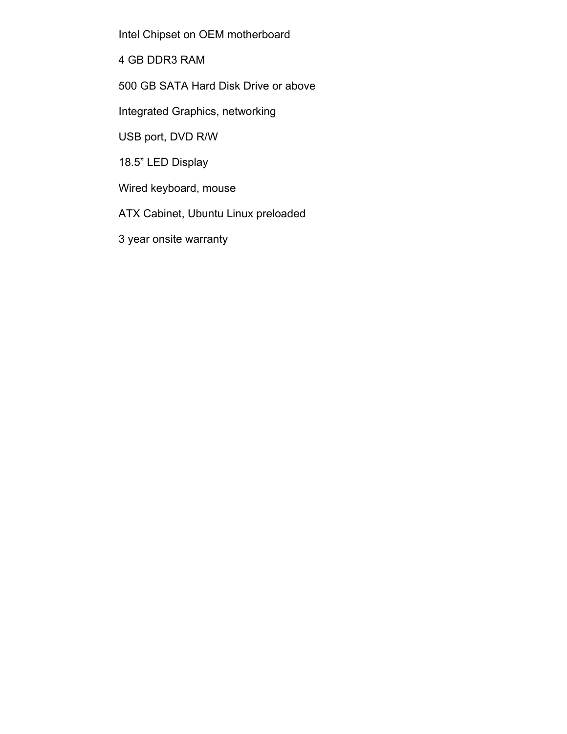Intel Chipset on OEM motherboard

4 GB DDR3 RAM

500 GB SATA Hard Disk Drive or above

Integrated Graphics, networking

USB port, DVD R/W

18.5” LED Display

Wired keyboard, mouse

ATX Cabinet, Ubuntu Linux preloaded

3 year onsite warranty